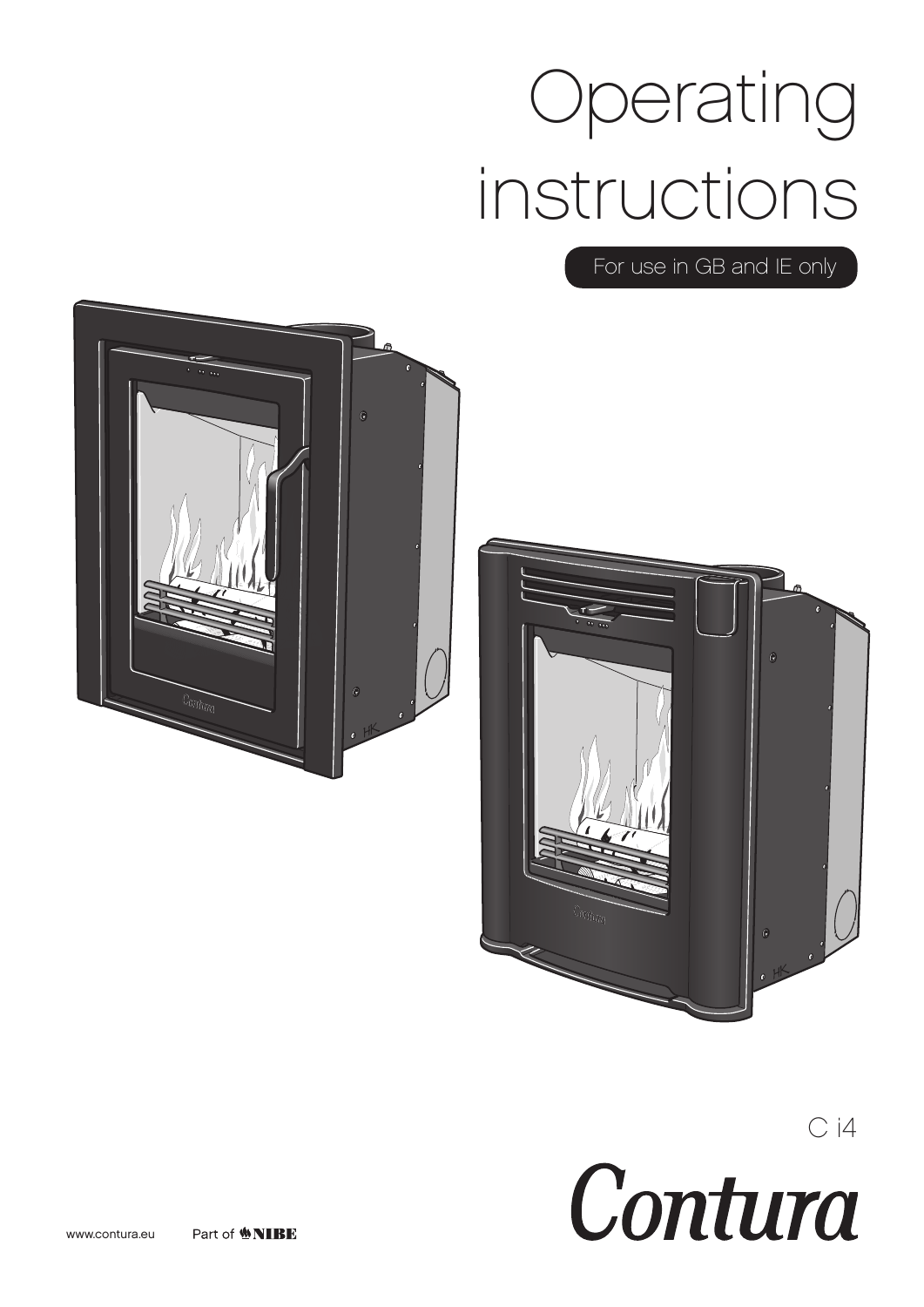# Operating instructions

For use in GB and IE only

C i4

Contura

www.contura.eu Part of NIBE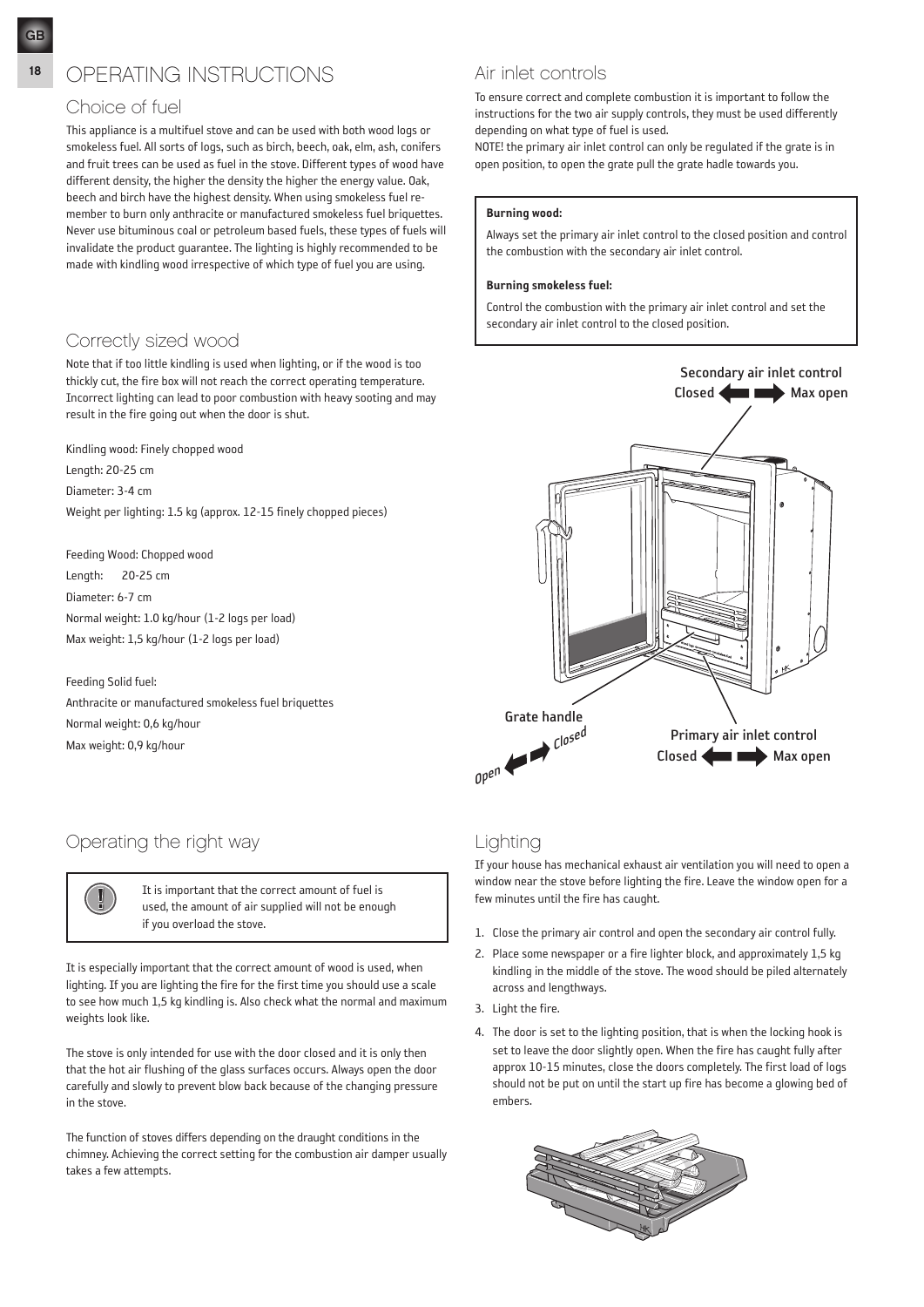# OPERATING INSTRUCTIONS

## Choice of fuel

This appliance is a multifuel stove and can be used with both wood logs or smokeless fuel. All sorts of logs, such as birch, beech, oak, elm, ash, conifers and fruit trees can be used as fuel in the stove. Different types of wood have different density, the higher the density the higher the energy value. Oak, beech and birch have the highest density. When using smokeless fuel remember to burn only anthracite or manufactured smokeless fuel briquettes. Never use bituminous coal or petroleum based fuels, these types of fuels will invalidate the product guarantee. The lighting is highly recommended to be made with kindling wood irrespective of which type of fuel you are using.

## Correctly sized wood

Note that if too little kindling is used when lighting, or if the wood is too thickly cut, the fire box will not reach the correct operating temperature. Incorrect lighting can lead to poor combustion with heavy sooting and may result in the fire going out when the door is shut.

Kindling wood: Finely chopped wood
Length: 20-25 cm
Diameter: 3-4 cm
Weight per lighting: 1.5 kg (approx. 12-15 finely chopped pieces)

Feeding Wood: Chopped wood
Length: 20-25 cm
Diameter: 6-7 cm
Normal weight: 1.0 kg/hour (1-2 logs per load)
Max weight: 1,5 kg/hour (1-2 logs per load)

Feeding Solid fuel:
Anthracite or manufactured smokeless fuel briquettes
Normal weight: 0,6 kg/hour
Max weight: 0,9 kg/hour

## Operating the right way

> It is important that the correct amount of fuel is used, the amount of air supplied will not be enough if you overload the stove.

It is especially important that the correct amount of wood is used, when lighting. If you are lighting the fire for the first time you should use a scale to see how much 1,5 kg kindling is. Also check what the normal and maximum weights look like.

The stove is only intended for use with the door closed and it is only then that the hot air flushing of the glass surfaces occurs. Always open the door carefully and slowly to prevent blow back because of the changing pressure in the stove.

The function of stoves differs depending on the draught conditions in the chimney. Achieving the correct setting for the combustion air damper usually takes a few attempts.

## Air inlet controls

To ensure correct and complete combustion it is important to follow the instructions for the two air supply controls, they must be used differently depending on what type of fuel is used.
NOTE! the primary air inlet control can only be regulated if the grate is in open position, to open the grate pull the grate hadle towards you.

**Burning wood:**

Always set the primary air inlet control to the closed position and control the combustion with the secondary air inlet control.

**Burning smokeless fuel:**

Control the combustion with the primary air inlet control and set the secondary air inlet control to the closed position.

Secondary air inlet control: Closed ⟵ ⟶ Max open

Grate handle: Open ⟵ ⟶ Closed

Primary air inlet control: Closed ⟵ ⟶ Max open

## Lighting

If your house has mechanical exhaust air ventilation you will need to open a window near the stove before lighting the fire. Leave the window open for a few minutes until the fire has caught.

1. Close the primary air control and open the secondary air control fully.
2. Place some newspaper or a fire lighter block, and approximately 1,5 kg kindling in the middle of the stove. The wood should be piled alternately across and lengthways.
3. Light the fire.
4. The door is set to the lighting position, that is when the locking hook is set to leave the door slightly open. When the fire has caught fully after approx 10-15 minutes, close the doors completely. The first load of logs should not be put on until the start up fire has become a glowing bed of embers.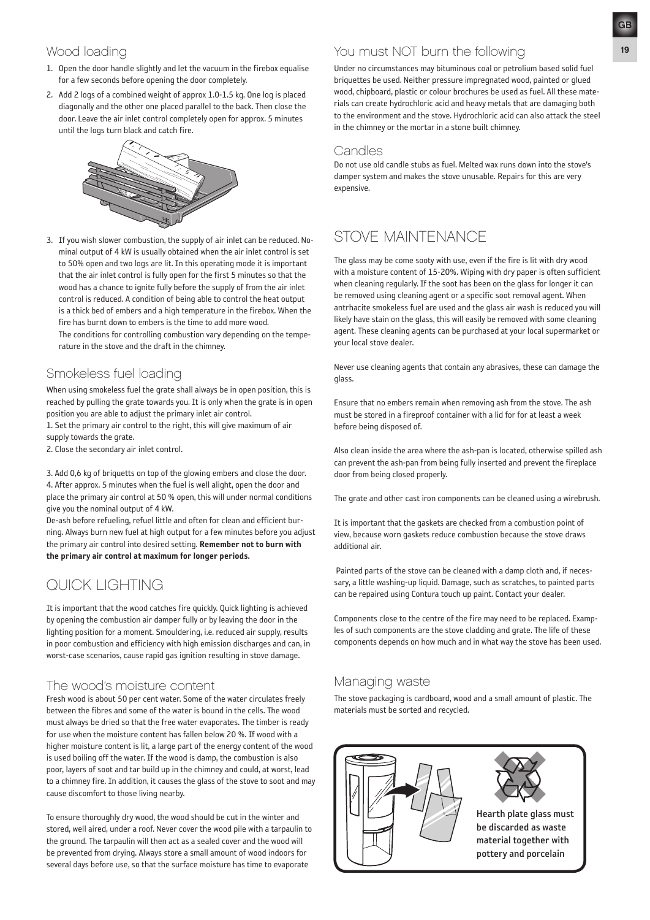## Wood loading

1. Open the door handle slightly and let the vacuum in the firebox equalise for a few seconds before opening the door completely.
2. Add 2 logs of a combined weight of approx 1.0-1.5 kg. One log is placed diagonally and the other one placed parallel to the back. Then close the door. Leave the air inlet control completely open for approx. 5 minutes until the logs turn black and catch fire.
3. If you wish slower combustion, the supply of air inlet can be reduced. Nominal output of 4 kW is usually obtained when the air inlet control is set to 50% open and two logs are lit. In this operating mode it is important that the air inlet control is fully open for the first 5 minutes so that the wood has a chance to ignite fully before the supply of from the air inlet control is reduced. A condition of being able to control the heat output is a thick bed of embers and a high temperature in the firebox. When the fire has burnt down to embers is the time to add more wood.
   The conditions for controlling combustion vary depending on the temperature in the stove and the draft in the chimney.

## Smokeless fuel loading

When using smokeless fuel the grate shall always be in open position, this is reached by pulling the grate towards you. It is only when the grate is in open position you are able to adjust the primary inlet air control.

1. Set the primary air control to the right, this will give maximum of air supply towards the grate.
2. Close the secondary air inlet control.

3. Add 0,6 kg of briquetts on top of the glowing embers and close the door.
4. After approx. 5 minutes when the fuel is well alight, open the door and place the primary air control at 50 % open, this will under normal conditions give you the nominal output of 4 kW.

De-ash before refueling, refuel little and often for clean and efficient burning. Always burn new fuel at high output for a few minutes before you adjust the primary air control into desired setting. **Remember not to burn with the primary air control at maximum for longer periods.**

# QUICK LIGHTING

It is important that the wood catches fire quickly. Quick lighting is achieved by opening the combustion air damper fully or by leaving the door in the lighting position for a moment. Smouldering, i.e. reduced air supply, results in poor combustion and efficiency with high emission discharges and can, in worst-case scenarios, cause rapid gas ignition resulting in stove damage.

## The wood's moisture content

Fresh wood is about 50 per cent water. Some of the water circulates freely between the fibres and some of the water is bound in the cells. The wood must always be dried so that the free water evaporates. The timber is ready for use when the moisture content has fallen below 20 %. If wood with a higher moisture content is lit, a large part of the energy content of the wood is used boiling off the water. If the wood is damp, the combustion is also poor, layers of soot and tar build up in the chimney and could, at worst, lead to a chimney fire. In addition, it causes the glass of the stove to soot and may cause discomfort to those living nearby.

To ensure thoroughly dry wood, the wood should be cut in the winter and stored, well aired, under a roof. Never cover the wood pile with a tarpaulin to the ground. The tarpaulin will then act as a sealed cover and the wood will be prevented from drying. Always store a small amount of wood indoors for several days before use, so that the surface moisture has time to evaporate

## You must NOT burn the following

Under no circumstances may bituminous coal or petrolium based solid fuel briquettes be used. Neither pressure impregnated wood, painted or glued wood, chipboard, plastic or colour brochures be used as fuel. All these materials can create hydrochloric acid and heavy metals that are damaging both to the environment and the stove. Hydrochloric acid can also attack the steel in the chimney or the mortar in a stone built chimney.

## Candles

Do not use old candle stubs as fuel. Melted wax runs down into the stove's damper system and makes the stove unusable. Repairs for this are very expensive.

# STOVE MAINTENANCE

The glass may be come sooty with use, even if the fire is lit with dry wood with a moisture content of 15-20%. Wiping with dry paper is often sufficient when cleaning regularly. If the soot has been on the glass for longer it can be removed using cleaning agent or a specific soot removal agent. When antrhacite smokeless fuel are used and the glass air wash is reduced you will likely have stain on the glass, this will easily be removed with some cleaning agent. These cleaning agents can be purchased at your local supermarket or your local stove dealer.

Never use cleaning agents that contain any abrasives, these can damage the glass.

Ensure that no embers remain when removing ash from the stove. The ash must be stored in a fireproof container with a lid for for at least a week before being disposed of.

Also clean inside the area where the ash-pan is located, otherwise spilled ash can prevent the ash-pan from being fully inserted and prevent the fireplace door from being closed properly.

The grate and other cast iron components can be cleaned using a wirebrush.

It is important that the gaskets are checked from a combustion point of view, because worn gaskets reduce combustion because the stove draws additional air.

Painted parts of the stove can be cleaned with a damp cloth and, if necessary, a little washing-up liquid. Damage, such as scratches, to painted parts can be repaired using Contura touch up paint. Contact your dealer.

Components close to the centre of the fire may need to be replaced. Examples of such components are the stove cladding and grate. The life of these components depends on how much and in what way the stove has been used.

## Managing waste

The stove packaging is cardboard, wood and a small amount of plastic. The materials must be sorted and recycled.

**Hearth plate glass must be discarded as waste material together with pottery and porcelain**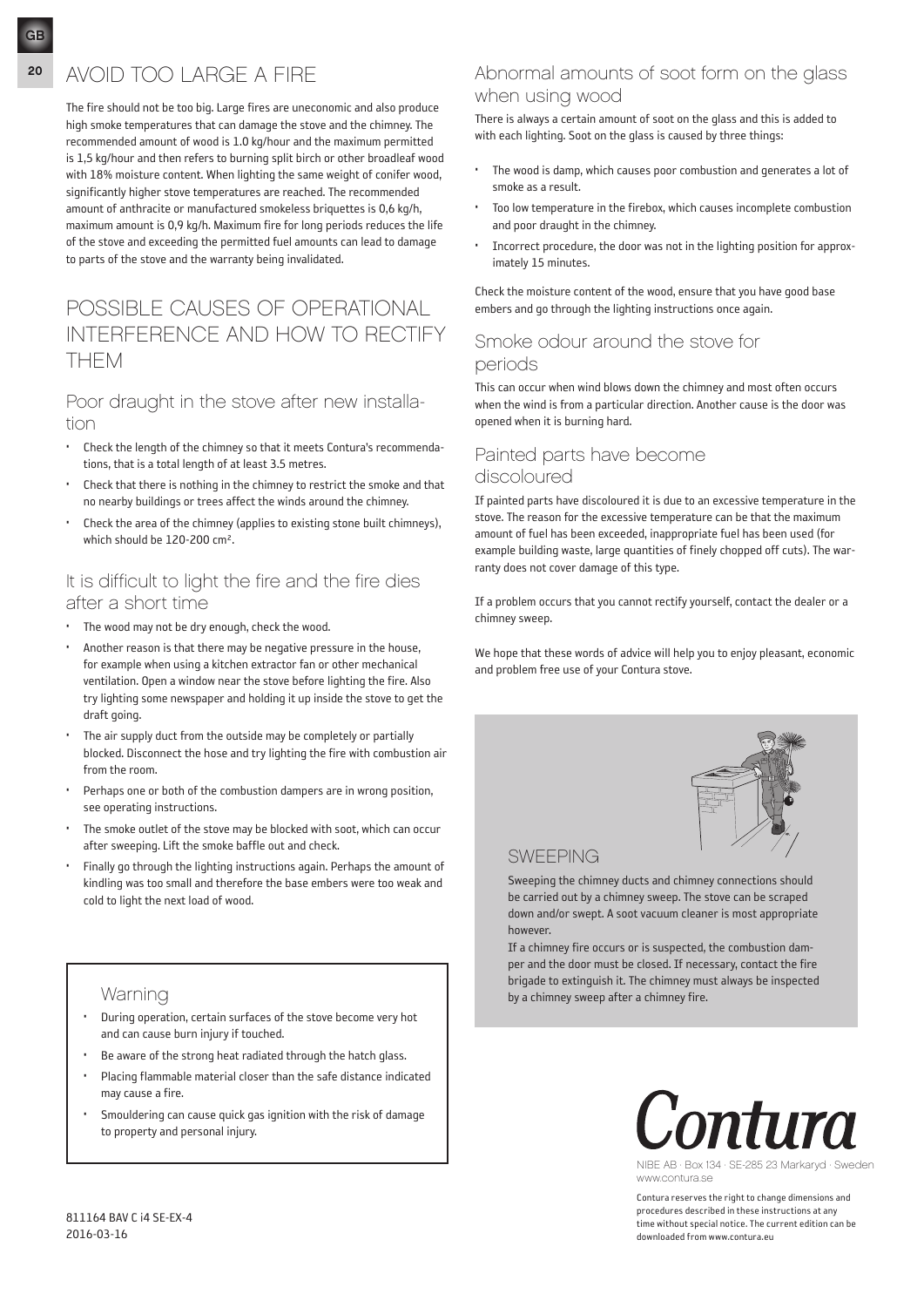# AVOID TOO LARGE A FIRE

The fire should not be too big. Large fires are uneconomic and also produce high smoke temperatures that can damage the stove and the chimney. The recommended amount of wood is 1.0 kg/hour and the maximum permitted is 1,5 kg/hour and then refers to burning split birch or other broadleaf wood with 18% moisture content. When lighting the same weight of conifer wood, significantly higher stove temperatures are reached. The recommended amount of anthracite or manufactured smokeless briquettes is 0,6 kg/h, maximum amount is 0,9 kg/h. Maximum fire for long periods reduces the life of the stove and exceeding the permitted fuel amounts can lead to damage to parts of the stove and the warranty being invalidated.

# POSSIBLE CAUSES OF OPERATIONAL INTERFERENCE AND HOW TO RECTIFY THEM

## Poor draught in the stove after new installation

- Check the length of the chimney so that it meets Contura's recommendations, that is a total length of at least 3.5 metres.
- Check that there is nothing in the chimney to restrict the smoke and that no nearby buildings or trees affect the winds around the chimney.
- Check the area of the chimney (applies to existing stone built chimneys), which should be 120-200 cm².

## It is difficult to light the fire and the fire dies after a short time

- The wood may not be dry enough, check the wood.
- Another reason is that there may be negative pressure in the house, for example when using a kitchen extractor fan or other mechanical ventilation. Open a window near the stove before lighting the fire. Also try lighting some newspaper and holding it up inside the stove to get the draft going.
- The air supply duct from the outside may be completely or partially blocked. Disconnect the hose and try lighting the fire with combustion air from the room.
- Perhaps one or both of the combustion dampers are in wrong position, see operating instructions.
- The smoke outlet of the stove may be blocked with soot, which can occur after sweeping. Lift the smoke baffle out and check.
- Finally go through the lighting instructions again. Perhaps the amount of kindling was too small and therefore the base embers were too weak and cold to light the next load of wood.

### Warning

- During operation, certain surfaces of the stove become very hot and can cause burn injury if touched.
- Be aware of the strong heat radiated through the hatch glass.
- Placing flammable material closer than the safe distance indicated may cause a fire.
- Smouldering can cause quick gas ignition with the risk of damage to property and personal injury.

## Abnormal amounts of soot form on the glass when using wood

There is always a certain amount of soot on the glass and this is added to with each lighting. Soot on the glass is caused by three things:

- The wood is damp, which causes poor combustion and generates a lot of smoke as a result.
- Too low temperature in the firebox, which causes incomplete combustion and poor draught in the chimney.
- Incorrect procedure, the door was not in the lighting position for approximately 15 minutes.

Check the moisture content of the wood, ensure that you have good base embers and go through the lighting instructions once again.

## Smoke odour around the stove for periods

This can occur when wind blows down the chimney and most often occurs when the wind is from a particular direction. Another cause is the door was opened when it is burning hard.

## Painted parts have become discoloured

If painted parts have discoloured it is due to an excessive temperature in the stove. The reason for the excessive temperature can be that the maximum amount of fuel has been exceeded, inappropriate fuel has been used (for example building waste, large quantities of finely chopped off cuts). The warranty does not cover damage of this type.

If a problem occurs that you cannot rectify yourself, contact the dealer or a chimney sweep.

We hope that these words of advice will help you to enjoy pleasant, economic and problem free use of your Contura stove.

## SWEEPING

Sweeping the chimney ducts and chimney connections should be carried out by a chimney sweep. The stove can be scraped down and/or swept. A soot vacuum cleaner is most appropriate however.

If a chimney fire occurs or is suspected, the combustion damper and the door must be closed. If necessary, contact the fire brigade to extinguish it. The chimney must always be inspected by a chimney sweep after a chimney fire.

Contura

NIBE AB · Box 134 · SE-285 23 Markaryd · Sweden
www.contura.se

Contura reserves the right to change dimensions and procedures described in these instructions at any time without special notice. The current edition can be downloaded from www.contura.eu

811164 BAV C i4 SE-EX-4
2016-03-16